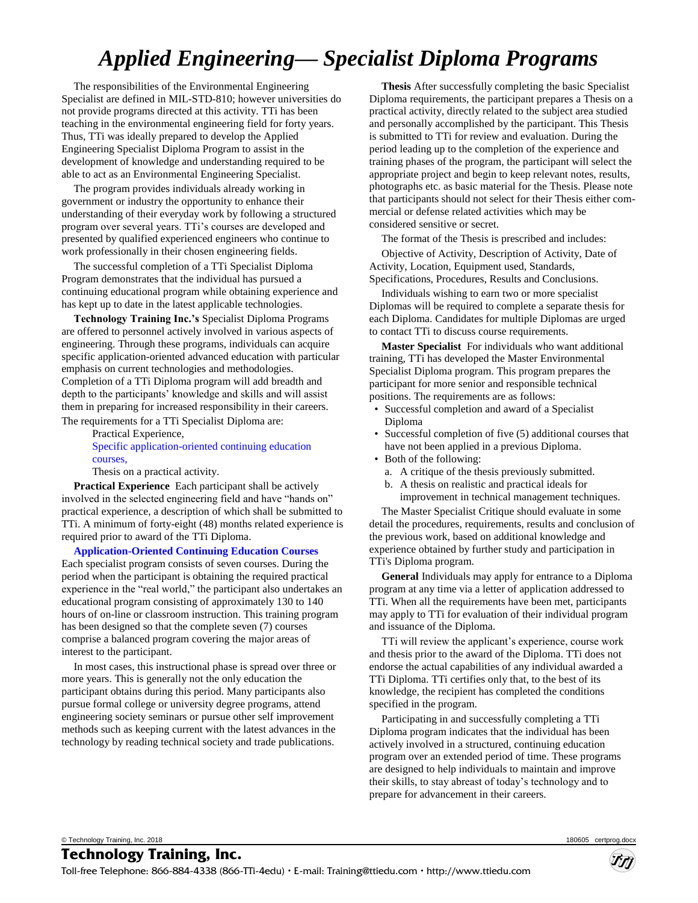# Applied Engineering— Specialist Diploma Programs

The responsibilities of the Environmental Engineering Specialist are defined in MIL-STD-810; however universities do not provide programs directed at this activity. TTi has been teaching in the environmental engineering field for forty years. Thus, TTi was ideally prepared to develop the Applied Engineering Specialist Diploma Program to assist in the development of knowledge and understanding required to be able to act as an Environmental Engineering Specialist.

The program provides individuals already working in government or industry the opportunity to enhance their understanding of their everyday work by following a structured program over several years. TTi's courses are developed and presented by qualified experienced engineers who continue to work professionally in their chosen engineering fields.

The successful completion of a TTi Specialist Diploma Program demonstrates that the individual has pursued a continuing educational program while obtaining experience and has kept up to date in the latest applicable technologies.

**Technology Training Inc.'s** Specialist Diploma Programs are offered to personnel actively involved in various aspects of engineering. Through these programs, individuals can acquire specific application-oriented advanced education with particular emphasis on current technologies and methodologies. Completion of a TTi Diploma program will add breadth and depth to the participants' knowledge and skills and will assist them in preparing for increased responsibility in their careers.

The requirements for a TTi Specialist Diploma are:

Practical Experience,
Specific application-oriented continuing education courses,
Thesis on a practical activity.

**Practical Experience** Each participant shall be actively involved in the selected engineering field and have "hands on" practical experience, a description of which shall be submitted to TTi. A minimum of forty-eight (48) months related experience is required prior to award of the TTi Diploma.

**Application-Oriented Continuing Education Courses** Each specialist program consists of seven courses. During the period when the participant is obtaining the required practical experience in the "real world," the participant also undertakes an educational program consisting of approximately 130 to 140 hours of on-line or classroom instruction. This training program has been designed so that the complete seven (7) courses comprise a balanced program covering the major areas of interest to the participant.

In most cases, this instructional phase is spread over three or more years. This is generally not the only education the participant obtains during this period. Many participants also pursue formal college or university degree programs, attend engineering society seminars or pursue other self improvement methods such as keeping current with the latest advances in the technology by reading technical society and trade publications.

**Thesis** After successfully completing the basic Specialist Diploma requirements, the participant prepares a Thesis on a practical activity, directly related to the subject area studied and personally accomplished by the participant. This Thesis is submitted to TTi for review and evaluation. During the period leading up to the completion of the experience and training phases of the program, the participant will select the appropriate project and begin to keep relevant notes, results, photographs etc. as basic material for the Thesis. Please note that participants should not select for their Thesis either commercial or defense related activities which may be considered sensitive or secret.

The format of the Thesis is prescribed and includes:

Objective of Activity, Description of Activity, Date of Activity, Location, Equipment used, Standards, Specifications, Procedures, Results and Conclusions.

Individuals wishing to earn two or more specialist Diplomas will be required to complete a separate thesis for each Diploma. Candidates for multiple Diplomas are urged to contact TTi to discuss course requirements.

**Master Specialist** For individuals who want additional training, TTi has developed the Master Environmental Specialist Diploma program. This program prepares the participant for more senior and responsible technical positions. The requirements are as follows:

- Successful completion and award of a Specialist Diploma
- Successful completion of five (5) additional courses that have not been applied in a previous Diploma.
- Both of the following:
  a. A critique of the thesis previously submitted.
  b. A thesis on realistic and practical ideals for improvement in technical management techniques.

The Master Specialist Critique should evaluate in some detail the procedures, requirements, results and conclusion of the previous work, based on additional knowledge and experience obtained by further study and participation in TTi's Diploma program.

**General** Individuals may apply for entrance to a Diploma program at any time via a letter of application addressed to TTi. When all the requirements have been met, participants may apply to TTi for evaluation of their individual program and issuance of the Diploma.

TTi will review the applicant's experience, course work and thesis prior to the award of the Diploma. TTi does not endorse the actual capabilities of any individual awarded a TTi Diploma. TTi certifies only that, to the best of its knowledge, the recipient has completed the conditions specified in the program.

Participating in and successfully completing a TTi Diploma program indicates that the individual has been actively involved in a structured, continuing education program over an extended period of time. These programs are designed to help individuals to maintain and improve their skills, to stay abreast of today's technology and to prepare for advancement in their careers.

© Technology Training, Inc. 2018 — 180605 certprog.docx

**Technology Training, Inc.**

Toll-free Telephone: 866-884-4338 (866-TTi-4edu) • E-mail: Training@ttiedu.com • http://www.ttiedu.com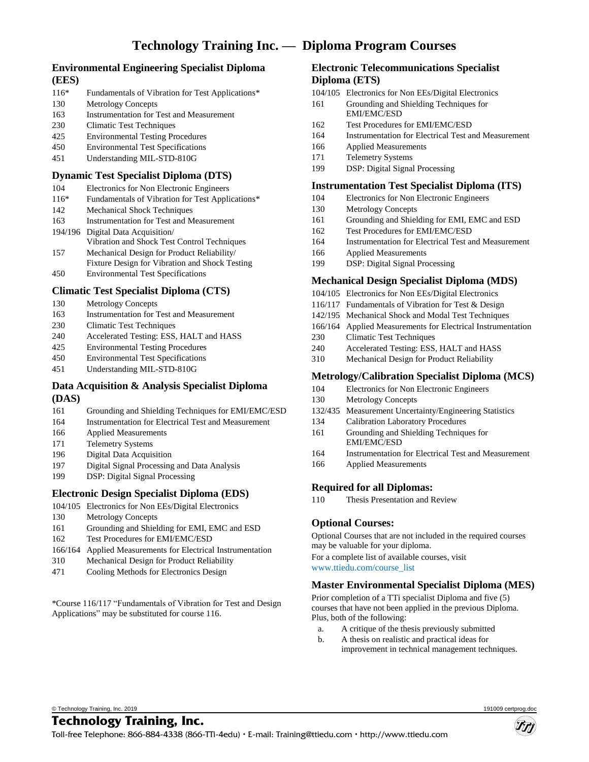# Technology Training Inc. — Diploma Program Courses

## Environmental Engineering Specialist Diploma (EES)

| | |
|---|---|
| 116* | Fundamentals of Vibration for Test Applications* |
| 130 | Metrology Concepts |
| 163 | Instrumentation for Test and Measurement |
| 230 | Climatic Test Techniques |
| 425 | Environmental Testing Procedures |
| 450 | Environmental Test Specifications |
| 451 | Understanding MIL-STD-810G |

## Dynamic Test Specialist Diploma (DTS)

| | |
|---|---|
| 104 | Electronics for Non Electronic Engineers |
| 116* | Fundamentals of Vibration for Test Applications* |
| 142 | Mechanical Shock Techniques |
| 163 | Instrumentation for Test and Measurement |
| 194/196 | Digital Data Acquisition/ Vibration and Shock Test Control Techniques |
| 157 | Mechanical Design for Product Reliability/ Fixture Design for Vibration and Shock Testing |
| 450 | Environmental Test Specifications |

## Climatic Test Specialist Diploma (CTS)

| | |
|---|---|
| 130 | Metrology Concepts |
| 163 | Instrumentation for Test and Measurement |
| 230 | Climatic Test Techniques |
| 240 | Accelerated Testing: ESS, HALT and HASS |
| 425 | Environmental Testing Procedures |
| 450 | Environmental Test Specifications |
| 451 | Understanding MIL-STD-810G |

## Data Acquisition & Analysis Specialist Diploma (DAS)

| | |
|---|---|
| 161 | Grounding and Shielding Techniques for EMI/EMC/ESD |
| 164 | Instrumentation for Electrical Test and Measurement |
| 166 | Applied Measurements |
| 171 | Telemetry Systems |
| 196 | Digital Data Acquisition |
| 197 | Digital Signal Processing and Data Analysis |
| 199 | DSP: Digital Signal Processing |

## Electronic Design Specialist Diploma (EDS)

| | |
|---|---|
| 104/105 | Electronics for Non EEs/Digital Electronics |
| 130 | Metrology Concepts |
| 161 | Grounding and Shielding for EMI, EMC and ESD |
| 162 | Test Procedures for EMI/EMC/ESD |
| 166/164 | Applied Measurements for Electrical Instrumentation |
| 310 | Mechanical Design for Product Reliability |
| 471 | Cooling Methods for Electronics Design |

*Course 116/117 "Fundamentals of Vibration for Test and Design Applications" may be substituted for course 116.

## Electronic Telecommunications Specialist Diploma (ETS)

| | |
|---|---|
| 104/105 | Electronics for Non EEs/Digital Electronics |
| 161 | Grounding and Shielding Techniques for EMI/EMC/ESD |
| 162 | Test Procedures for EMI/EMC/ESD |
| 164 | Instrumentation for Electrical Test and Measurement |
| 166 | Applied Measurements |
| 171 | Telemetry Systems |
| 199 | DSP: Digital Signal Processing |

## Instrumentation Test Specialist Diploma (ITS)

| | |
|---|---|
| 104 | Electronics for Non Electronic Engineers |
| 130 | Metrology Concepts |
| 161 | Grounding and Shielding for EMI, EMC and ESD |
| 162 | Test Procedures for EMI/EMC/ESD |
| 164 | Instrumentation for Electrical Test and Measurement |
| 166 | Applied Measurements |
| 199 | DSP: Digital Signal Processing |

## Mechanical Design Specialist Diploma (MDS)

| | |
|---|---|
| 104/105 | Electronics for Non EEs/Digital Electronics |
| 116/117 | Fundamentals of Vibration for Test & Design |
| 142/195 | Mechanical Shock and Modal Test Techniques |
| 166/164 | Applied Measurements for Electrical Instrumentation |
| 230 | Climatic Test Techniques |
| 240 | Accelerated Testing: ESS, HALT and HASS |
| 310 | Mechanical Design for Product Reliability |

## Metrology/Calibration Specialist Diploma (MCS)

| | |
|---|---|
| 104 | Electronics for Non Electronic Engineers |
| 130 | Metrology Concepts |
| 132/435 | Measurement Uncertainty/Engineering Statistics |
| 134 | Calibration Laboratory Procedures |
| 161 | Grounding and Shielding Techniques for EMI/EMC/ESD |
| 164 | Instrumentation for Electrical Test and Measurement |
| 166 | Applied Measurements |

## Required for all Diplomas:

| | |
|---|---|
| 110 | Thesis Presentation and Review |

## Optional Courses:

Optional Courses that are not included in the required courses may be valuable for your diploma.

For a complete list of available courses, visit www.ttiedu.com/course_list

## Master Environmental Specialist Diploma (MES)

Prior completion of a TTi specialist Diploma and five (5) courses that have not been applied in the previous Diploma. Plus, both of the following:

a. A critique of the thesis previously submitted
b. A thesis on realistic and practical ideas for improvement in technical management techniques.

© Technology Training, Inc. 2019 — 191009 certprog.doc

**Technology Training, Inc.**

Toll-free Telephone: 866-884-4338 (866-TTi-4edu) • E-mail: Training@ttiedu.com • http://www.ttiedu.com